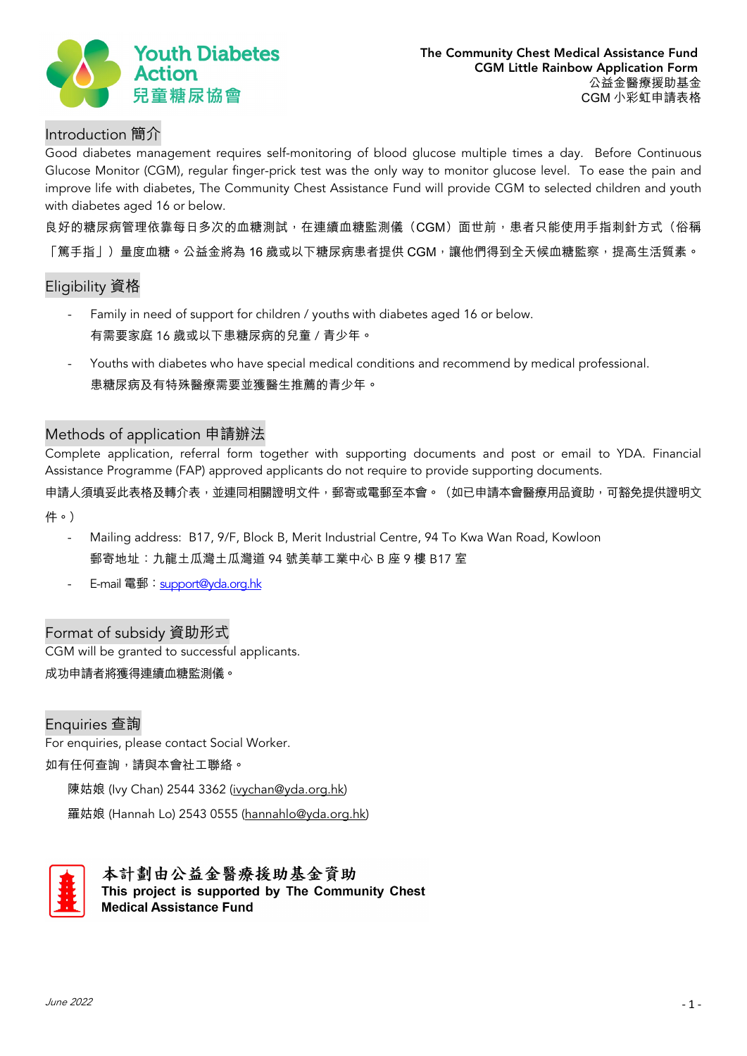Youth Diabetes Action
兒童糖尿協會

**The Community Chest Medical Assistance Fund**
**CGM Little Rainbow Application Form**
公益金醫療援助基金
CGM 小彩虹申請表格

## Introduction 簡介

Good diabetes management requires self-monitoring of blood glucose multiple times a day. Before Continuous Glucose Monitor (CGM), regular finger-prick test was the only way to monitor glucose level. To ease the pain and improve life with diabetes, The Community Chest Assistance Fund will provide CGM to selected children and youth with diabetes aged 16 or below.

良好的糖尿病管理依靠每日多次的血糖測試，在連續血糖監測儀（CGM）面世前，患者只能使用手指刺針方式（俗稱「篤手指」）量度血糖。公益金將為 16 歲或以下糖尿病患者提供 CGM，讓他們得到全天候血糖監察，提高生活質素。

## Eligibility 資格

- Family in need of support for children / youths with diabetes aged 16 or below.
  有需要家庭 16 歲或以下患糖尿病的兒童 / 青少年。
- Youths with diabetes who have special medical conditions and recommend by medical professional.
  患糖尿病及有特殊醫療需要並獲醫生推薦的青少年。

## Methods of application 申請辦法

Complete application, referral form together with supporting documents and post or email to YDA. Financial Assistance Programme (FAP) approved applicants do not require to provide supporting documents.

申請人須填妥此表格及轉介表，並連同相關證明文件，郵寄或電郵至本會。（如已申請本會醫療用品資助，可豁免提供證明文件。）

- Mailing address: B17, 9/F, Block B, Merit Industrial Centre, 94 To Kwa Wan Road, Kowloon
  郵寄地址：九龍土瓜灣土瓜灣道 94 號美華工業中心 B 座 9 樓 B17 室
- E-mail 電郵：support@yda.org.hk

## Format of subsidy 資助形式

CGM will be granted to successful applicants.

成功申請者將獲得連續血糖監測儀。

## Enquiries 查詢

For enquiries, please contact Social Worker.

如有任何查詢，請與本會社工聯絡。

陳姑娘 (Ivy Chan) 2544 3362 (ivychan@yda.org.hk)

羅姑娘 (Hannah Lo) 2543 0555 (hannahlo@yda.org.hk)

**本計劃由公益金醫療援助基金資助**
**This project is supported by The Community Chest Medical Assistance Fund**

*June 2022*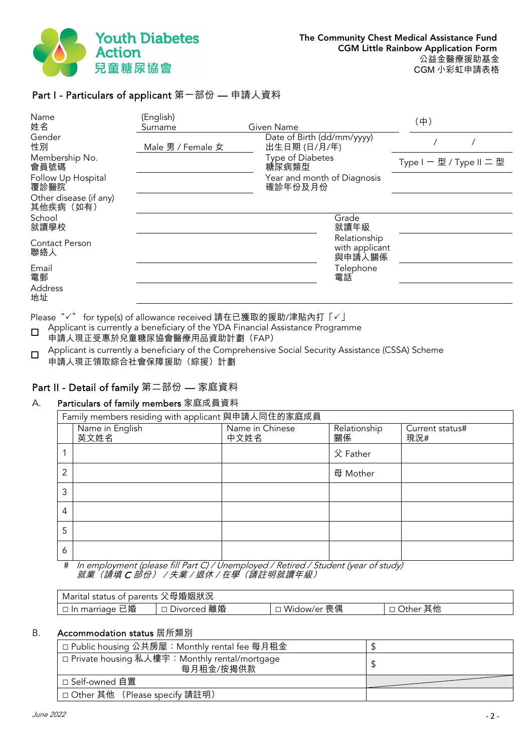Youth Diabetes Action
兒童糖尿協會

The Community Chest Medical Assistance Fund
CGM Little Rainbow Application Form
公益金醫療援助基金
CGM 小彩虹申請表格

## Part I - Particulars of applicant 第一部份 — 申請人資料

| | | | |
|---|---|---|---|
| Name 姓名 | (English) Surname / Given Name | | (中) |
| Gender 性別 | Male 男 / Female 女 | Date of Birth (dd/mm/yyyy) 出生日期 (日/月/年) | / / |
| Membership No. 會員號碼 | | Type of Diabetes 糖尿病類型 | Type I 一 型 / Type II 二 型 |
| Follow Up Hospital 覆診醫院 | | Year and month of Diagnosis 確診年份及月份 | |
| Other disease (if any) 其他疾病（如有） | | | |
| School 就讀學校 | | Grade 就讀年級 | |
| Contact Person 聯絡人 | | Relationship with applicant 與申請人關係 | |
| Email 電郵 | | Telephone 電話 | |
| Address 地址 | | | |

Please "✓" for type(s) of allowance received 請在已獲取的援助/津貼內打「✓」

☐ Applicant is currently a beneficiary of the YDA Financial Assistance Programme
申請人現正受惠於兒童糖尿協會醫療用品資助計劃（FAP）

☐ Applicant is currently a beneficiary of the Comprehensive Social Security Assistance (CSSA) Scheme
申請人現正領取綜合社會保障援助（綜援）計劃

## Part II - Detail of family 第二部份 — 家庭資料

### A. Particulars of family members 家庭成員資料

Family members residing with applicant 與申請人同住的家庭成員

| | Name in English 英文姓名 | Name in Chinese 中文姓名 | Relationship 關係 | Current status# 現況# |
|---|---|---|---|---|
| 1 | | | 父 Father | |
| 2 | | | 母 Mother | |
| 3 | | | | |
| 4 | | | | |
| 5 | | | | |
| 6 | | | | |

\# *In employment (please fill Part C) / Unemployed / Retired / Student (year of study)*
*就業（請填 C 部份）/ 失業 / 退休 / 在學（請註明就讀年級）*

| Marital status of parents 父母婚姻狀況 | | | |
|---|---|---|---|
| ☐ In marriage 已婚 | ☐ Divorced 離婚 | ☐ Widow/er 喪偶 | ☐ Other 其他 |

### B. Accommodation status 居所類別

| | |
|---|---|
| ☐ Public housing 公共房屋：Monthly rental fee 每月租金 | $ |
| ☐ Private housing 私人樓宇：Monthly rental/mortgage 每月租金/按揭供款 | $ |
| ☐ Self-owned 自置 | |
| ☐ Other 其他 （Please specify 請註明） | |

June 2022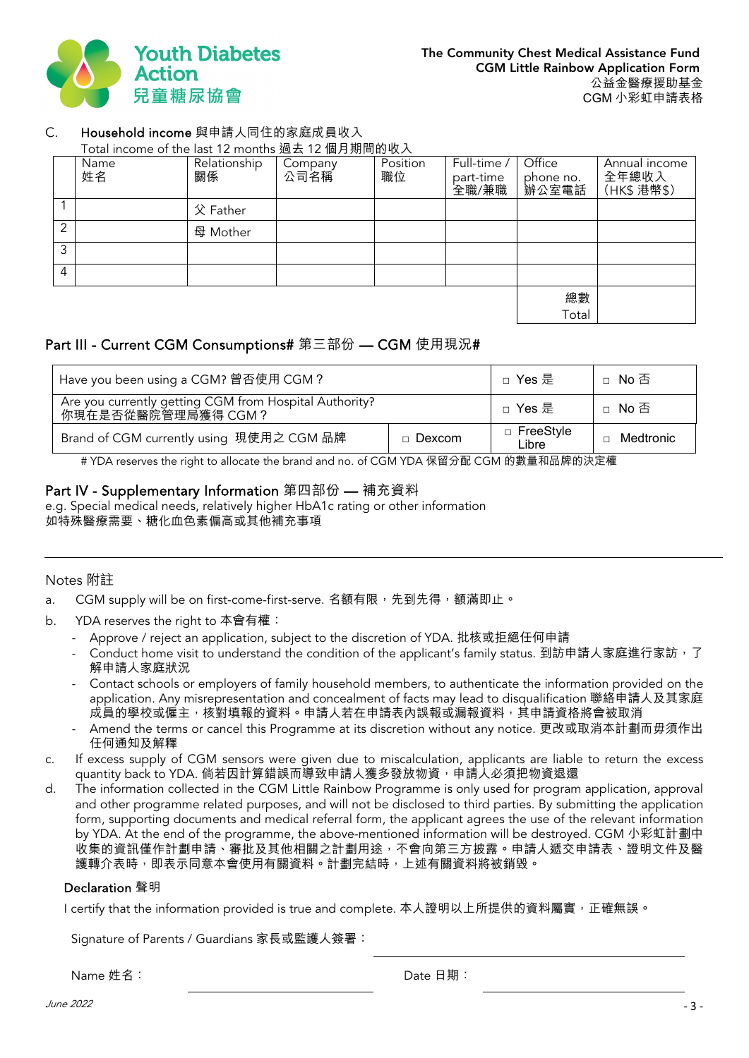Youth Diabetes Action 兒童糖尿協會

**The Community Chest Medical Assistance Fund**
**CGM Little Rainbow Application Form**
公益金醫療援助基金
CGM 小彩虹申請表格

C. **Household income** 與申請人同住的家庭成員收入

Total income of the last 12 months 過去 12 個月期間的收入

| | Name 姓名 | Relationship 關係 | Company 公司名稱 | Position 職位 | Full-time / part-time 全職/兼職 | Office phone no. 辦公室電話 | Annual income 全年總收入 (HK$ 港幣$) |
|---|---|---|---|---|---|---|---|
| 1 | | 父 Father | | | | | |
| 2 | | 母 Mother | | | | | |
| 3 | | | | | | | |
| 4 | | | | | | | |
| | | | | | | 總數 Total | |

## Part III - Current CGM Consumptions# 第三部份 — CGM 使用現況#

| | | | |
|---|---|---|---|
| Have you been using a CGM? 曾否使用 CGM？ | | □ Yes 是 | □ No 否 |
| Are you currently getting CGM from Hospital Authority? 你現在是否從醫院管理局獲得 CGM？ | | □ Yes 是 | □ No 否 |
| Brand of CGM currently using 現使用之 CGM 品牌 | □ Dexcom | □ FreeStyle Libre | □ Medtronic |

# YDA reserves the right to allocate the brand and no. of CGM YDA 保留分配 CGM 的數量和品牌的決定權

## Part IV - Supplementary Information 第四部份 — 補充資料

e.g. Special medical needs, relatively higher HbA1c rating or other information
如特殊醫療需要、糖化血色素偏高或其他補充事項

---

Notes 附註

a. CGM supply will be on first-come-first-serve. 名額有限，先到先得，額滿即止。

b. YDA reserves the right to 本會有權：
   - Approve / reject an application, subject to the discretion of YDA. 批核或拒絕任何申請
   - Conduct home visit to understand the condition of the applicant's family status. 到訪申請人家庭進行家訪，了解申請人家庭狀況
   - Contact schools or employers of family household members, to authenticate the information provided on the application. Any misrepresentation and concealment of facts may lead to disqualification 聯絡申請人及其家庭成員的學校或僱主，核對填報的資料。申請人若在申請表內誤報或漏報資料，其申請資格將會被取消
   - Amend the terms or cancel this Programme at its discretion without any notice. 更改或取消本計劃而毋須作出任何通知及解釋

c. If excess supply of CGM sensors were given due to miscalculation, applicants are liable to return the excess quantity back to YDA. 倘若因計算錯誤而導致申請人獲多發放物資，申請人必須把物資退還

d. The information collected in the CGM Little Rainbow Programme is only used for program application, approval and other programme related purposes, and will not be disclosed to third parties. By submitting the application form, supporting documents and medical referral form, the applicant agrees the use of the relevant information by YDA. At the end of the programme, the above-mentioned information will be destroyed. CGM 小彩虹計劃中收集的資訊僅作計劃申請、審批及其他相關之計劃用途，不會向第三方披露。申請人遞交申請表、證明文件及醫護轉介表時，即表示同意本會使用有關資料。計劃完結時，上述有關資料將被銷毀。

**Declaration** 聲明

I certify that the information provided is true and complete. 本人證明以上所提供的資料屬實，正確無誤。

Signature of Parents / Guardians 家長或監護人簽署：________________

Name 姓名：________________ Date 日期：________________

June 2022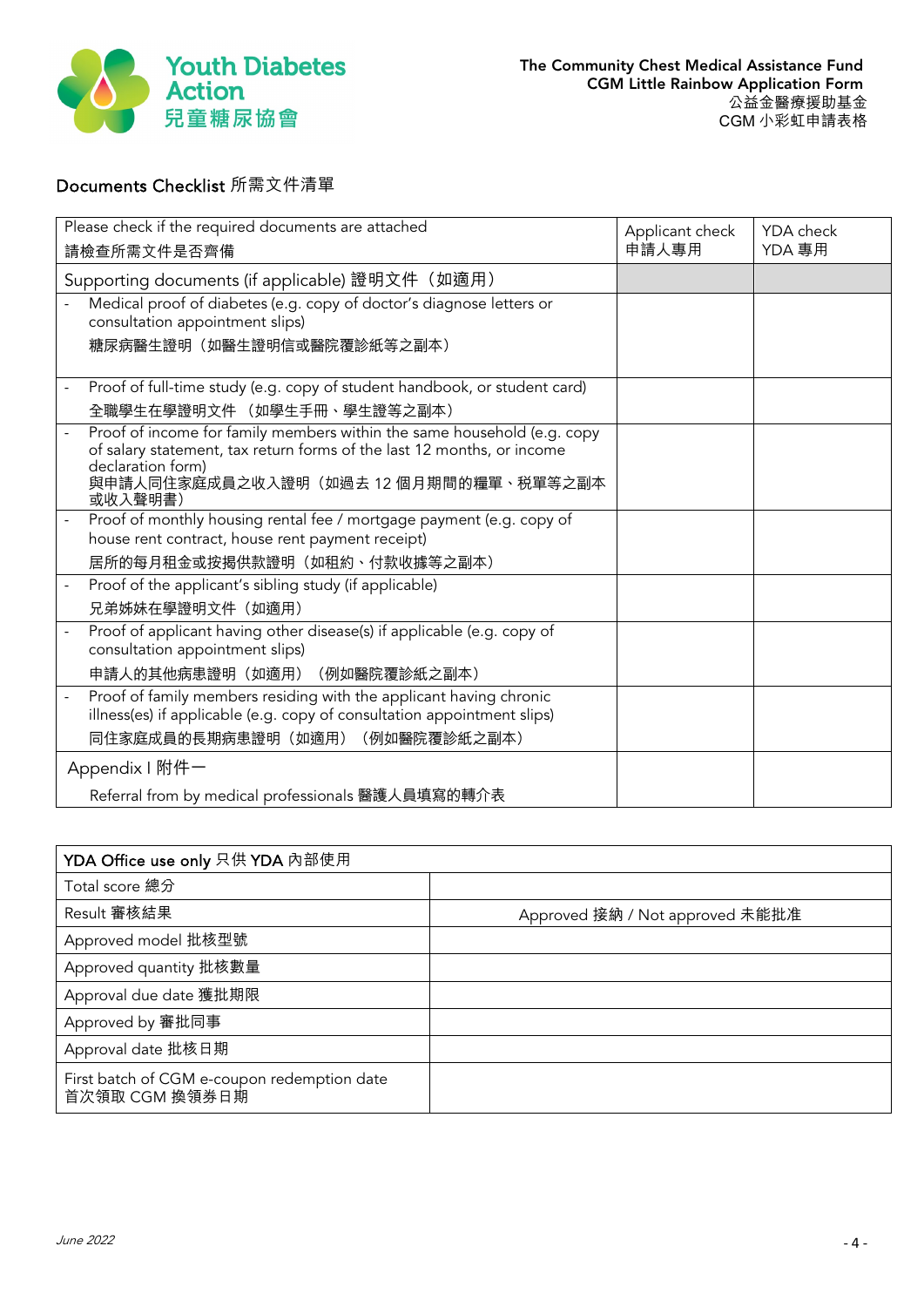## Documents Checklist 所需文件清單

| Please check if the required documents are attached<br>請檢查所需文件是否齊備 | Applicant check<br>申請人專用 | YDA check<br>YDA 專用 |
|---|---|---|
| Supporting documents (if applicable) 證明文件（如適用） | | |
| - Medical proof of diabetes (e.g. copy of doctor's diagnose letters or consultation appointment slips)<br>糖尿病醫生證明（如醫生證明信或醫院覆診紙等之副本） | | |
| - Proof of full-time study (e.g. copy of student handbook, or student card)<br>全職學生在學證明文件 （如學生手冊、學生證等之副本） | | |
| - Proof of income for family members within the same household (e.g. copy of salary statement, tax return forms of the last 12 months, or income declaration form)<br>與申請人同住家庭成員之收入證明（如過去 12 個月期間的糧單、稅單等之副本或收入聲明書） | | |
| - Proof of monthly housing rental fee / mortgage payment (e.g. copy of house rent contract, house rent payment receipt)<br>居所的每月租金或按揭供款證明（如租約、付款收據等之副本） | | |
| - Proof of the applicant's sibling study (if applicable)<br>兄弟姊妹在學證明文件（如適用） | | |
| - Proof of applicant having other disease(s) if applicable (e.g. copy of consultation appointment slips)<br>申請人的其他病患證明（如適用）（例如醫院覆診紙之副本） | | |
| - Proof of family members residing with the applicant having chronic illness(es) if applicable (e.g. copy of consultation appointment slips)<br>同住家庭成員的長期病患證明（如適用）（例如醫院覆診紙之副本） | | |
| Appendix I 附件一<br>Referral from by medical professionals 醫護人員填寫的轉介表 | | |

| YDA Office use only 只供 YDA 內部使用 | |
|---|---|
| Total score 總分 | |
| Result 審核結果 | Approved 接納 / Not approved 未能批准 |
| Approved model 批核型號 | |
| Approved quantity 批核數量 | |
| Approval due date 獲批期限 | |
| Approved by 審批同事 | |
| Approval date 批核日期 | |
| First batch of CGM e-coupon redemption date<br>首次領取 CGM 換領券日期 | |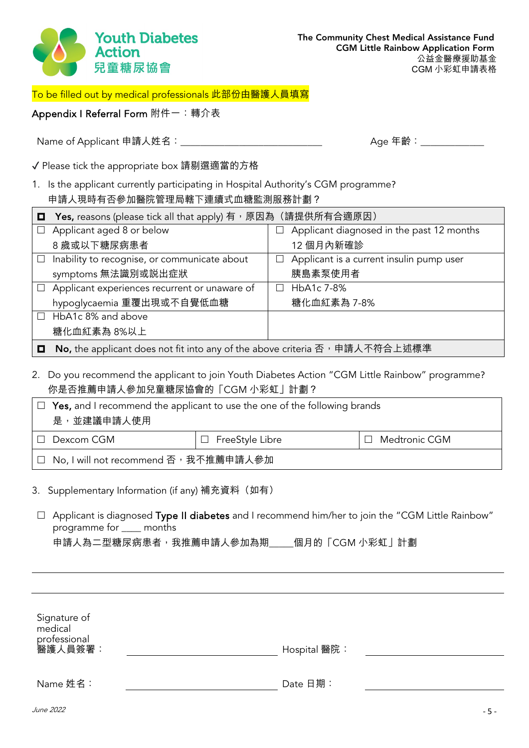Youth Diabetes Action
兒童糖尿協會

The Community Chest Medical Assistance Fund
CGM Little Rainbow Application Form
公益金醫療援助基金
CGM 小彩虹申請表格

To be filled out by medical professionals 此部份由醫護人員填寫

Appendix I Referral Form 附件一：轉介表

Name of Applicant 申請人姓名：___________________________ Age 年齡：____________

✓ Please tick the appropriate box 請剔選適當的方格

1. Is the applicant currently participating in Hospital Authority's CGM programme?
   申請人現時有否參加醫院管理局轄下連續式血糖監測服務計劃？

| ☐ **Yes,** reasons (please tick all that apply) 有，原因為（請提供所有合適原因） | |
|---|---|
| ☐ Applicant aged 8 or below 8 歲或以下糖尿病患者 | ☐ Applicant diagnosed in the past 12 months 12 個月內新確診 |
| ☐ Inability to recognise, or communicate about symptoms 無法識別或説出症狀 | ☐ Applicant is a current insulin pump user 胰島素泵使用者 |
| ☐ Applicant experiences recurrent or unaware of hypoglycaemia 重覆出現或不自覺低血糖 | ☐ HbA1c 7-8% 糖化血紅素為 7-8% |
| ☐ HbA1c 8% and above 糖化血紅素為 8%以上 | |
| ☐ **No,** the applicant does not fit into any of the above criteria 否，申請人不符合上述標準 | |

2. Do you recommend the applicant to join Youth Diabetes Action "CGM Little Rainbow" programme?
   你是否推薦申請人參加兒童糖尿協會的「CGM 小彩虹」計劃？

| ☐ **Yes,** and I recommend the applicant to use the one of the following brands 是，並建議申請人使用 | | |
|---|---|---|
| ☐ Dexcom CGM | ☐ FreeStyle Libre | ☐ Medtronic CGM |
| ☐ No, I will not recommend 否，我不推薦申請人參加 | | |

3. Supplementary Information (if any) 補充資料（如有）

☐ Applicant is diagnosed **Type II diabetes** and I recommend him/her to join the "CGM Little Rainbow" programme for ____ months
申請人為二型糖尿病患者，我推薦申請人參加為期_____個月的「CGM 小彩虹」計劃

Signature of medical professional 醫護人員簽署：______________________ Hospital 醫院：______________________

Name 姓名：______________________ Date 日期：______________________

*June 2022*